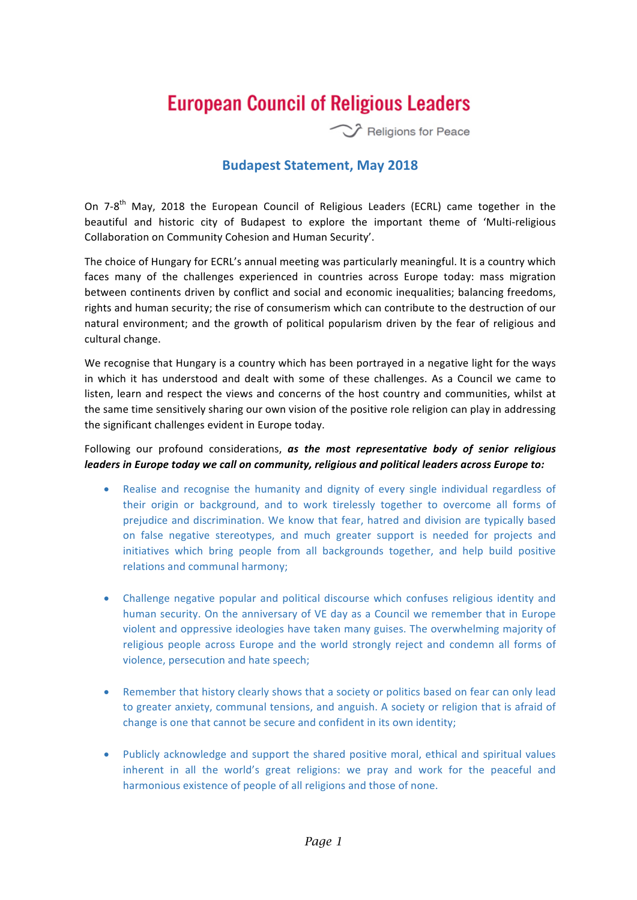# European Council of Religious Leaders

Religions for Peace

## Budapest Statement, May 2018

On 7-8th May, 2018 the European Council of Religious Leaders (ECRL) came together in the beautiful and historic city of Budapest to explore the important theme of 'Multi-religious Collaboration on Community Cohesion and Human Security'.

The choice of Hungary for ECRL's annual meeting was particularly meaningful. It is a country which faces many of the challenges experienced in countries across Europe today: mass migration between continents driven by conflict and social and economic inequalities; balancing freedoms, rights and human security; the rise of consumerism which can contribute to the destruction of our natural environment; and the growth of political popularism driven by the fear of religious and cultural change.

We recognise that Hungary is a country which has been portrayed in a negative light for the ways in which it has understood and dealt with some of these challenges. As a Council we came to listen, learn and respect the views and concerns of the host country and communities, whilst at the same time sensitively sharing our own vision of the positive role religion can play in addressing the significant challenges evident in Europe today.

Following our profound considerations, ***as the most representative body of senior religious leaders in Europe today we call on community, religious and political leaders across Europe to:***

- Realise and recognise the humanity and dignity of every single individual regardless of their origin or background, and to work tirelessly together to overcome all forms of prejudice and discrimination. We know that fear, hatred and division are typically based on false negative stereotypes, and much greater support is needed for projects and initiatives which bring people from all backgrounds together, and help build positive relations and communal harmony;

- Challenge negative popular and political discourse which confuses religious identity and human security. On the anniversary of VE day as a Council we remember that in Europe violent and oppressive ideologies have taken many guises. The overwhelming majority of religious people across Europe and the world strongly reject and condemn all forms of violence, persecution and hate speech;

- Remember that history clearly shows that a society or politics based on fear can only lead to greater anxiety, communal tensions, and anguish. A society or religion that is afraid of change is one that cannot be secure and confident in its own identity;

- Publicly acknowledge and support the shared positive moral, ethical and spiritual values inherent in all the world's great religions: we pray and work for the peaceful and harmonious existence of people of all religions and those of none.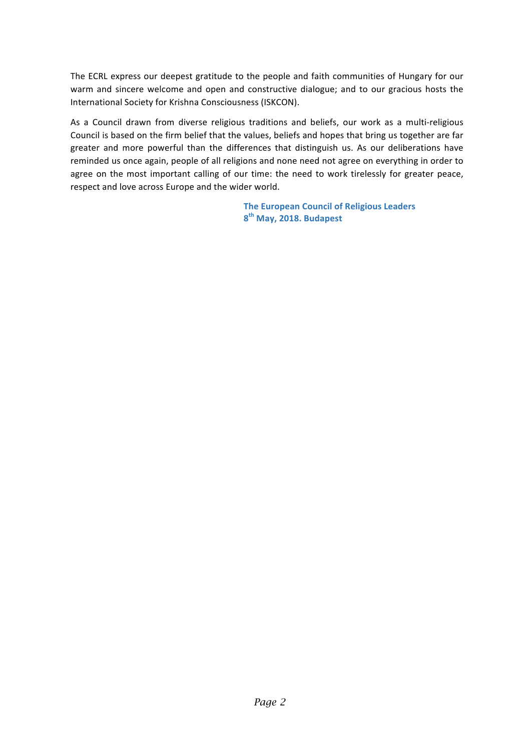The ECRL express our deepest gratitude to the people and faith communities of Hungary for our warm and sincere welcome and open and constructive dialogue; and to our gracious hosts the International Society for Krishna Consciousness (ISKCON).

As a Council drawn from diverse religious traditions and beliefs, our work as a multi-religious Council is based on the firm belief that the values, beliefs and hopes that bring us together are far greater and more powerful than the differences that distinguish us. As our deliberations have reminded us once again, people of all religions and none need not agree on everything in order to agree on the most important calling of our time: the need to work tirelessly for greater peace, respect and love across Europe and the wider world.

**The European Council of Religious Leaders**
**8th May, 2018. Budapest**